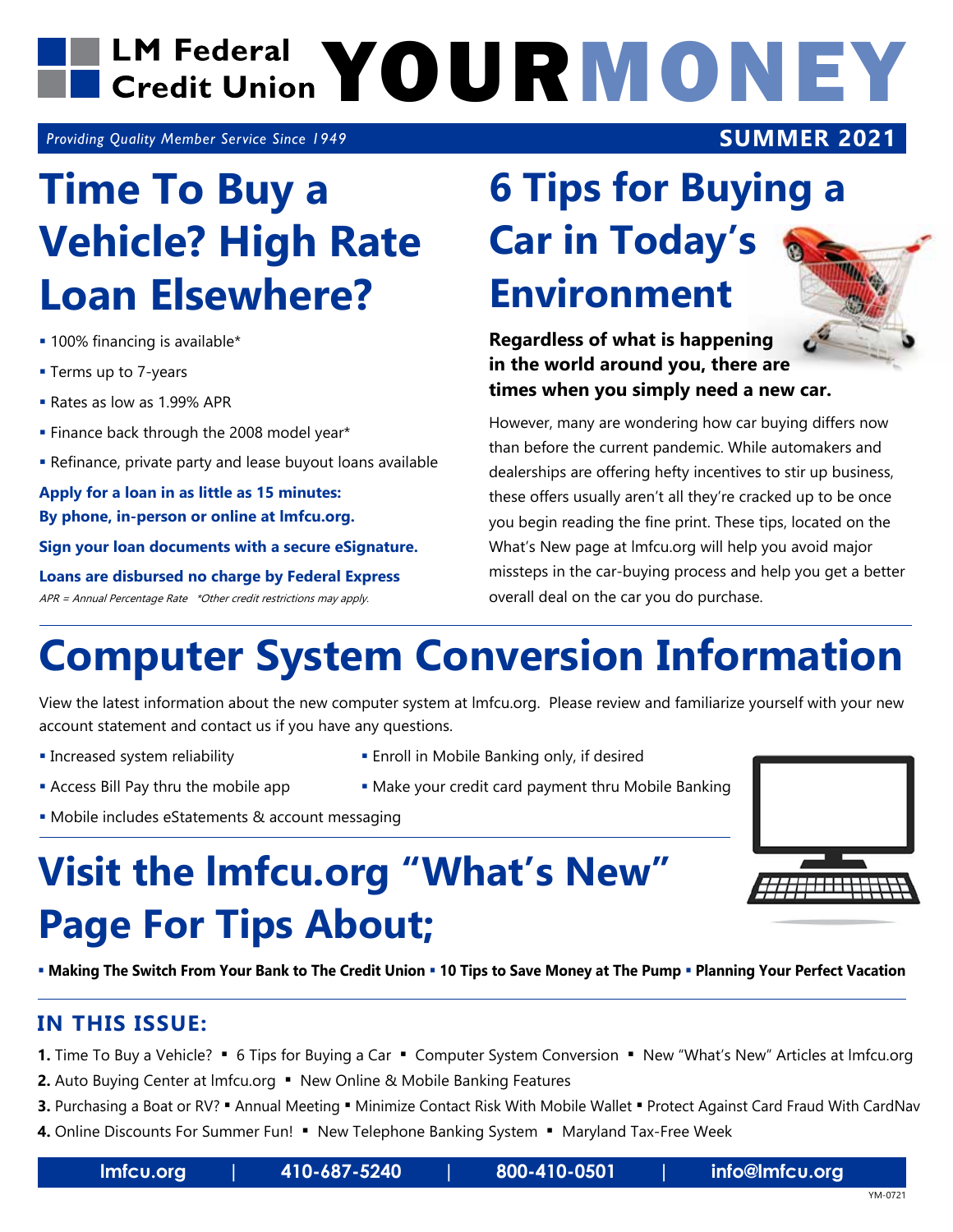# LM Federal Credit Union YOURMONEY

*Providing Quality Member Service Since 1949* **SUMMER 2021**

## Time To Buy a Vehicle? High Rate Loan Elsewhere?

- 100% financing is available*
- Terms up to 7-years
- Rates as low as 1.99% APR
- Finance back through the 2008 model year*
- Refinance, private party and lease buyout loans available

**Apply for a loan in as little as 15 minutes: By phone, in-person or online at lmfcu.org.**

**Sign your loan documents with a secure eSignature.**

**Loans are disbursed no charge by Federal Express**

*APR = Annual Percentage Rate \*Other credit restrictions may apply.*

## 6 Tips for Buying a Car in Today's Environment

**Regardless of what is happening in the world around you, there are times when you simply need a new car.**

However, many are wondering how car buying differs now than before the current pandemic. While automakers and dealerships are offering hefty incentives to stir up business, these offers usually aren't all they're cracked up to be once you begin reading the fine print. These tips, located on the What's New page at lmfcu.org will help you avoid major missteps in the car-buying process and help you get a better overall deal on the car you do purchase.

## Computer System Conversion Information

View the latest information about the new computer system at lmfcu.org. Please review and familiarize yourself with your new account statement and contact us if you have any questions.

- Increased system reliability
- Access Bill Pay thru the mobile app
- Mobile includes eStatements & account messaging
- Enroll in Mobile Banking only, if desired
- Make your credit card payment thru Mobile Banking

## Visit the lmfcu.org "What's New" Page For Tips About;

- **Making The Switch From Your Bank to The Credit Union**
- **10 Tips to Save Money at The Pump**
- **Planning Your Perfect Vacation**

### IN THIS ISSUE:

**1.** Time To Buy a Vehicle? ▪ 6 Tips for Buying a Car ▪ Computer System Conversion ▪ New "What's New" Articles at lmfcu.org

**2.** Auto Buying Center at lmfcu.org ▪ New Online & Mobile Banking Features

**3.** Purchasing a Boat or RV? ▪ Annual Meeting ▪ Minimize Contact Risk With Mobile Wallet ▪ Protect Against Card Fraud With CardNav

**4.** Online Discounts For Summer Fun! ▪ New Telephone Banking System ▪ Maryland Tax-Free Week

lmfcu.org | 410-687-5240 | 800-410-0501 | info@lmfcu.org

YM-0721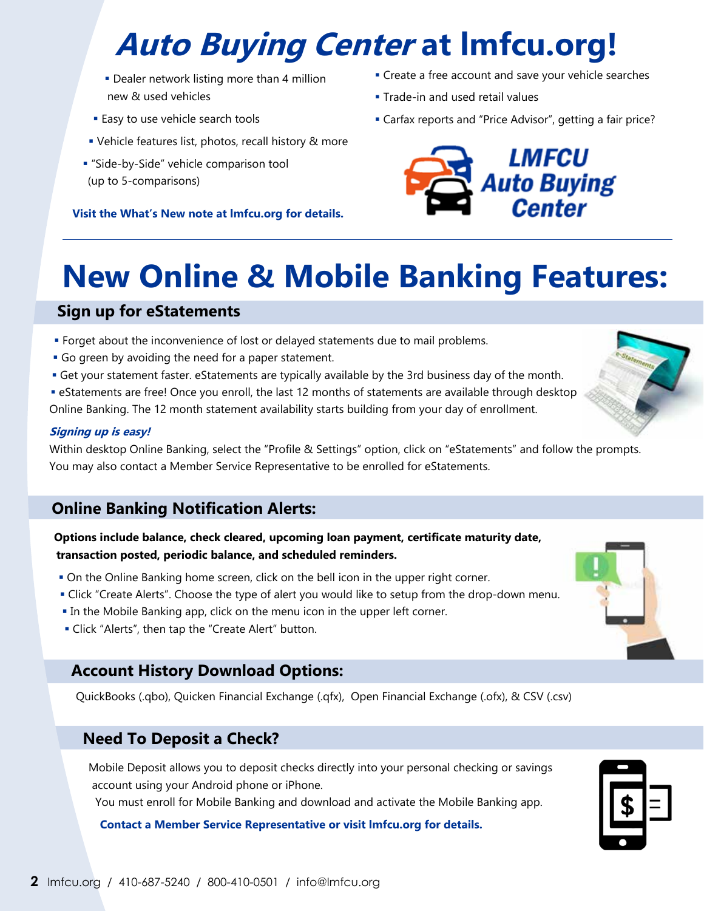# *Auto Buying Center* at lmfcu.org!

- Dealer network listing more than 4 million new & used vehicles
- Easy to use vehicle search tools
- Vehicle features list, photos, recall history & more
- "Side-by-Side" vehicle comparison tool (up to 5-comparisons)
- Create a free account and save your vehicle searches
- Trade-in and used retail values
- Carfax reports and "Price Advisor", getting a fair price?

**Visit the What's New note at lmfcu.org for details.**

LMFCU Auto Buying Center

# New Online & Mobile Banking Features:

## Sign up for eStatements

- Forget about the inconvenience of lost or delayed statements due to mail problems.
- Go green by avoiding the need for a paper statement.
- Get your statement faster. eStatements are typically available by the 3rd business day of the month.
- eStatements are free! Once you enroll, the last 12 months of statements are available through desktop Online Banking. The 12 month statement availability starts building from your day of enrollment.

***Signing up is easy!***

Within desktop Online Banking, select the "Profile & Settings" option, click on "eStatements" and follow the prompts. You may also contact a Member Service Representative to be enrolled for eStatements.

## Online Banking Notification Alerts:

**Options include balance, check cleared, upcoming loan payment, certificate maturity date, transaction posted, periodic balance, and scheduled reminders.**

- On the Online Banking home screen, click on the bell icon in the upper right corner.
- Click "Create Alerts". Choose the type of alert you would like to setup from the drop-down menu.
- In the Mobile Banking app, click on the menu icon in the upper left corner.
- Click "Alerts", then tap the "Create Alert" button.

## Account History Download Options:

QuickBooks (.qbo), Quicken Financial Exchange (.qfx), Open Financial Exchange (.ofx), & CSV (.csv)

## Need To Deposit a Check?

Mobile Deposit allows you to deposit checks directly into your personal checking or savings account using your Android phone or iPhone.

You must enroll for Mobile Banking and download and activate the Mobile Banking app.

**Contact a Member Service Representative or visit lmfcu.org for details.**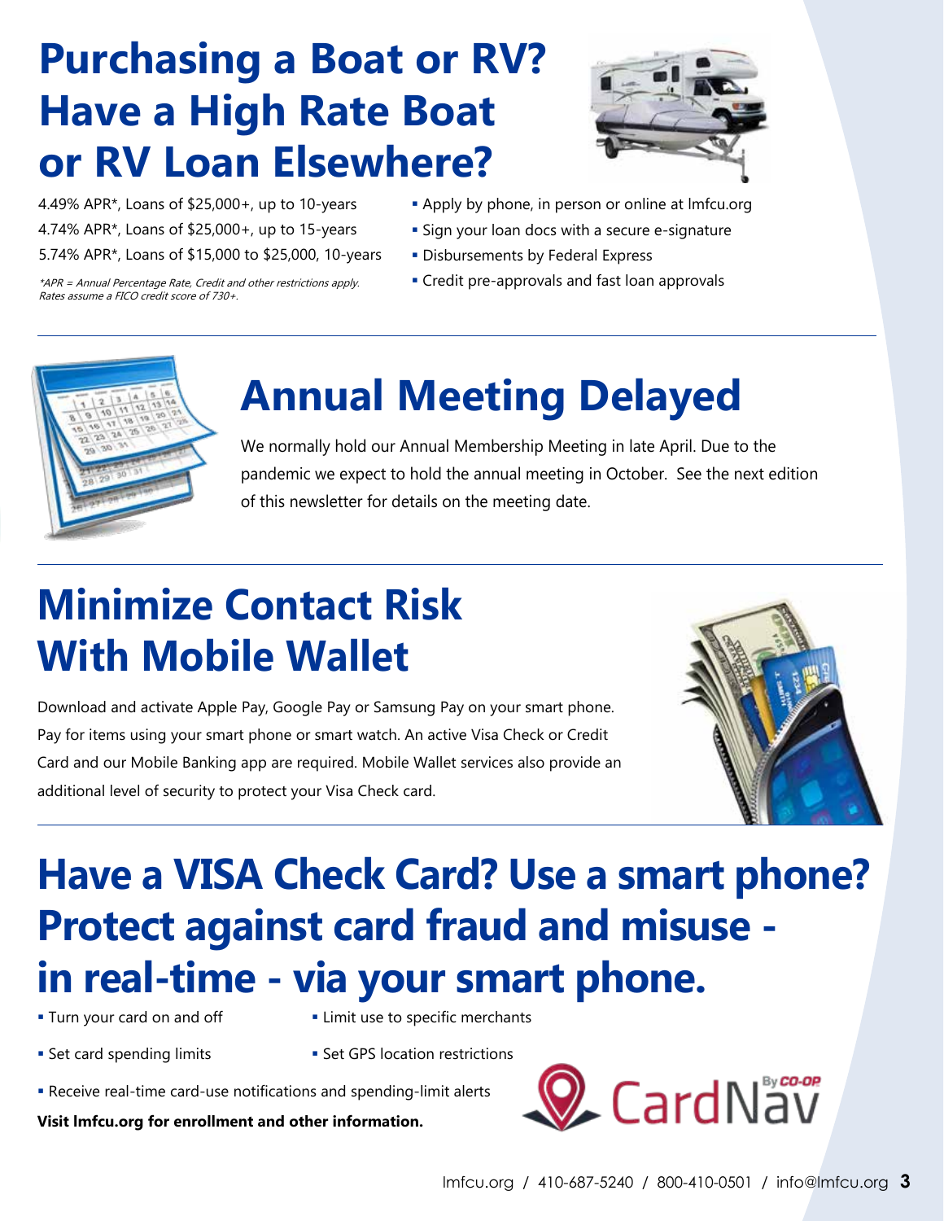# Purchasing a Boat or RV? Have a High Rate Boat or RV Loan Elsewhere?

4.49% APR*, Loans of $25,000+, up to 10-years
4.74% APR*, Loans of $25,000+, up to 15-years
5.74% APR*, Loans of $15,000 to $25,000, 10-years

*\*APR = Annual Percentage Rate, Credit and other restrictions apply. Rates assume a FICO credit score of 730+.*

- Apply by phone, in person or online at lmfcu.org
- Sign your loan docs with a secure e-signature
- Disbursements by Federal Express
- Credit pre-approvals and fast loan approvals

# Annual Meeting Delayed

We normally hold our Annual Membership Meeting in late April. Due to the pandemic we expect to hold the annual meeting in October. See the next edition of this newsletter for details on the meeting date.

# Minimize Contact Risk With Mobile Wallet

Download and activate Apple Pay, Google Pay or Samsung Pay on your smart phone. Pay for items using your smart phone or smart watch. An active Visa Check or Credit Card and our Mobile Banking app are required. Mobile Wallet services also provide an additional level of security to protect your Visa Check card.

# Have a VISA Check Card? Use a smart phone? Protect against card fraud and misuse - in real-time - via your smart phone.

- Turn your card on and off
- Limit use to specific merchants
- Set card spending limits
- Set GPS location restrictions
- Receive real-time card-use notifications and spending-limit alerts

**Visit lmfcu.org for enrollment and other information.**

CardNav By CO-OP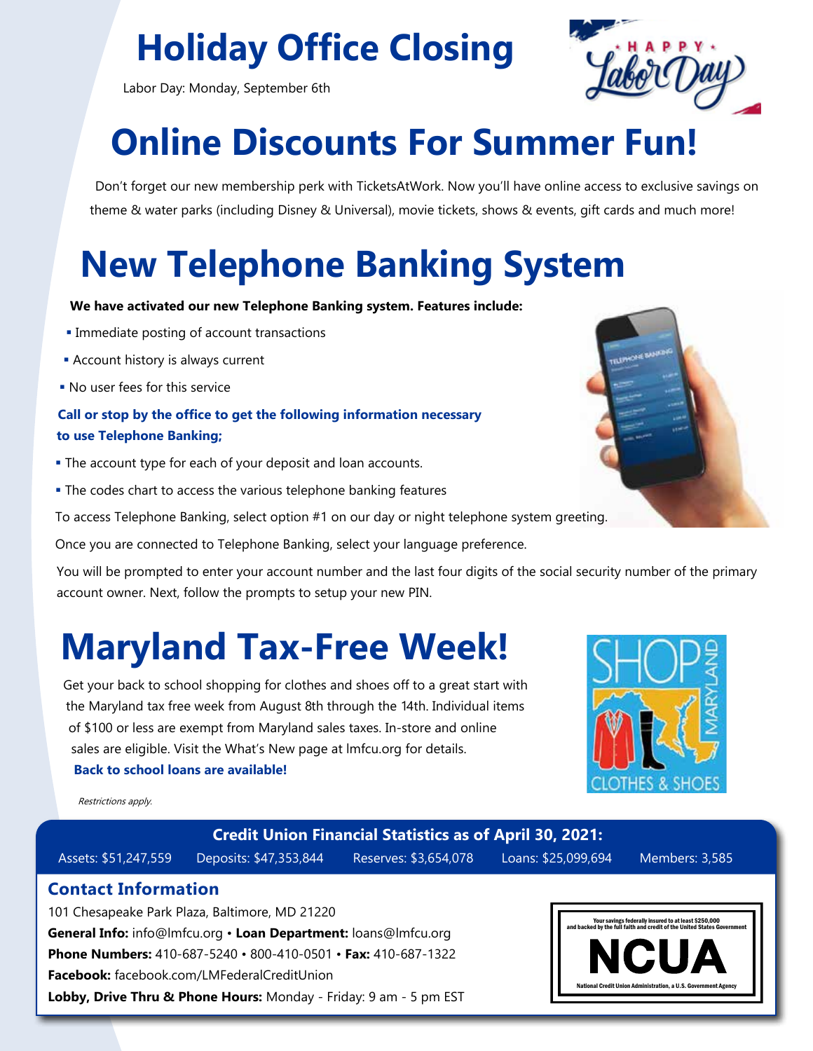# Holiday Office Closing

Labor Day: Monday, September 6th

# Online Discounts For Summer Fun!

Don't forget our new membership perk with TicketsAtWork. Now you'll have online access to exclusive savings on theme & water parks (including Disney & Universal), movie tickets, shows & events, gift cards and much more!

# New Telephone Banking System

**We have activated our new Telephone Banking system. Features include:**

- Immediate posting of account transactions
- Account history is always current
- No user fees for this service

**Call or stop by the office to get the following information necessary to use Telephone Banking;**

- The account type for each of your deposit and loan accounts.
- The codes chart to access the various telephone banking features

To access Telephone Banking, select option #1 on our day or night telephone system greeting.

Once you are connected to Telephone Banking, select your language preference.

You will be prompted to enter your account number and the last four digits of the social security number of the primary account owner. Next, follow the prompts to setup your new PIN.

# Maryland Tax-Free Week!

Get your back to school shopping for clothes and shoes off to a great start with the Maryland tax free week from August 8th through the 14th. Individual items of $100 or less are exempt from Maryland sales taxes. In-store and online sales are eligible. Visit the What's New page at lmfcu.org for details.

**Back to school loans are available!**

*Restrictions apply.*

**Credit Union Financial Statistics as of April 30, 2021:**

Assets: $51,247,559 Deposits: $47,353,844 Reserves: $3,654,078 Loans: $25,099,694 Members: 3,585

## Contact Information

101 Chesapeake Park Plaza, Baltimore, MD 21220

**General Info:** info@lmfcu.org • **Loan Department:** loans@lmfcu.org

**Phone Numbers:** 410-687-5240 • 800-410-0501 • **Fax:** 410-687-1322

**Facebook:** facebook.com/LMFederalCreditUnion

**Lobby, Drive Thru & Phone Hours:** Monday - Friday: 9 am - 5 pm EST

Your savings federally insured to at least $250,000 and backed by the full faith and credit of the United States Government

NCUA

National Credit Union Administration, a U.S. Government Agency